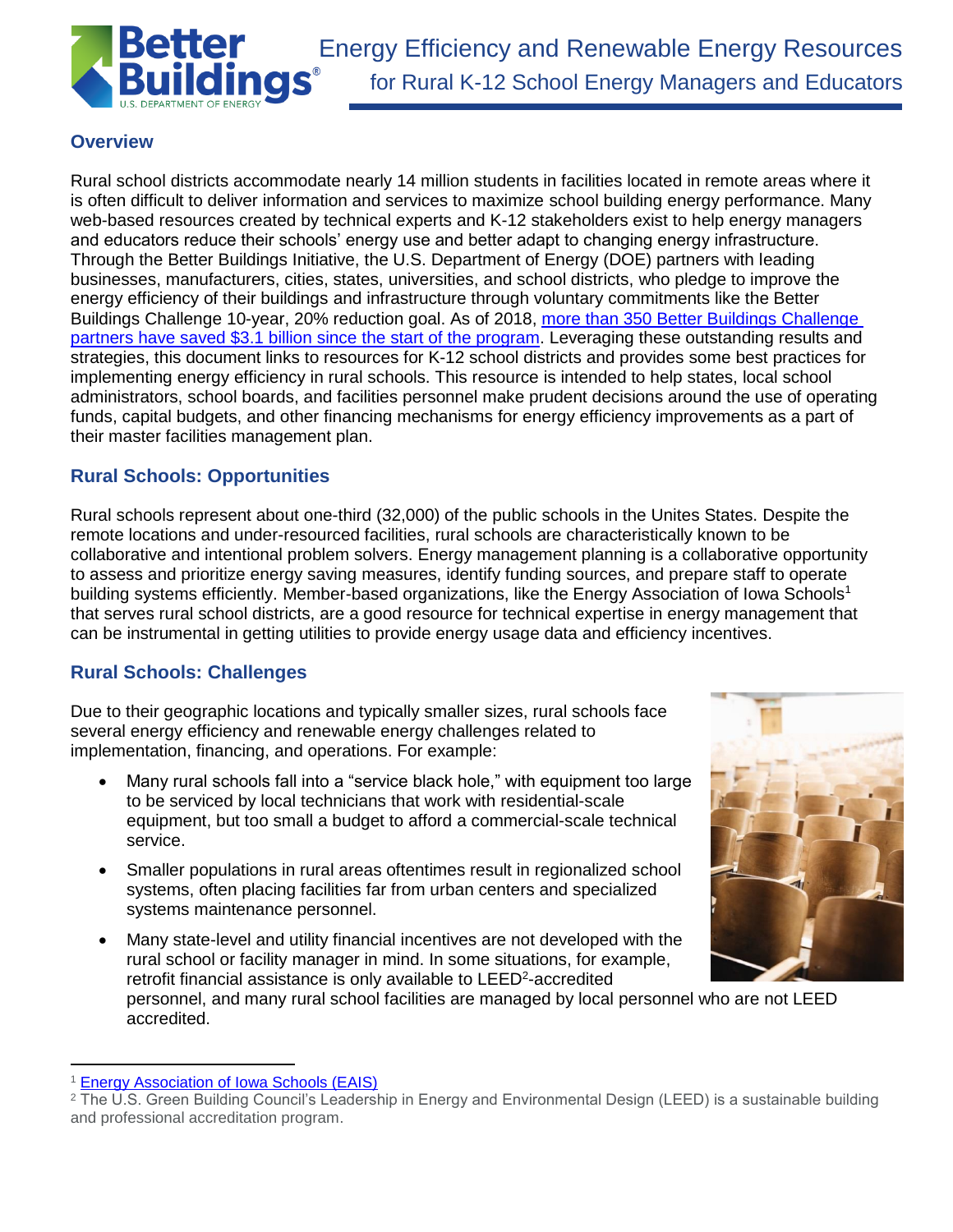# Energy Efficiency and Renewable Energy Resources for Rural K-12 School Energy Managers and Educators

## Overview

Rural school districts accommodate nearly 14 million students in facilities located in remote areas where it is often difficult to deliver information and services to maximize school building energy performance. Many web-based resources created by technical experts and K-12 stakeholders exist to help energy managers and educators reduce their schools' energy use and better adapt to changing energy infrastructure. Through the Better Buildings Initiative, the U.S. Department of Energy (DOE) partners with leading businesses, manufacturers, cities, states, universities, and school districts, who pledge to improve the energy efficiency of their buildings and infrastructure through voluntary commitments like the Better Buildings Challenge 10-year, 20% reduction goal. As of 2018, more than 350 Better Buildings Challenge partners have saved $3.1 billion since the start of the program. Leveraging these outstanding results and strategies, this document links to resources for K-12 school districts and provides some best practices for implementing energy efficiency in rural schools. This resource is intended to help states, local school administrators, school boards, and facilities personnel make prudent decisions around the use of operating funds, capital budgets, and other financing mechanisms for energy efficiency improvements as a part of their master facilities management plan.

## Rural Schools: Opportunities

Rural schools represent about one-third (32,000) of the public schools in the Unites States. Despite the remote locations and under-resourced facilities, rural schools are characteristically known to be collaborative and intentional problem solvers. Energy management planning is a collaborative opportunity to assess and prioritize energy saving measures, identify funding sources, and prepare staff to operate building systems efficiently. Member-based organizations, like the Energy Association of Iowa Schools[1] that serves rural school districts, are a good resource for technical expertise in energy management that can be instrumental in getting utilities to provide energy usage data and efficiency incentives.

## Rural Schools: Challenges

Due to their geographic locations and typically smaller sizes, rural schools face several energy efficiency and renewable energy challenges related to implementation, financing, and operations. For example:

- Many rural schools fall into a "service black hole," with equipment too large to be serviced by local technicians that work with residential-scale equipment, but too small a budget to afford a commercial-scale technical service.
- Smaller populations in rural areas oftentimes result in regionalized school systems, often placing facilities far from urban centers and specialized systems maintenance personnel.
- Many state-level and utility financial incentives are not developed with the rural school or facility manager in mind. In some situations, for example, retrofit financial assistance is only available to LEED[2]-accredited personnel, and many rural school facilities are managed by local personnel who are not LEED accredited.

---

[1] Energy Association of Iowa Schools (EAIS)

[2] The U.S. Green Building Council's Leadership in Energy and Environmental Design (LEED) is a sustainable building and professional accreditation program.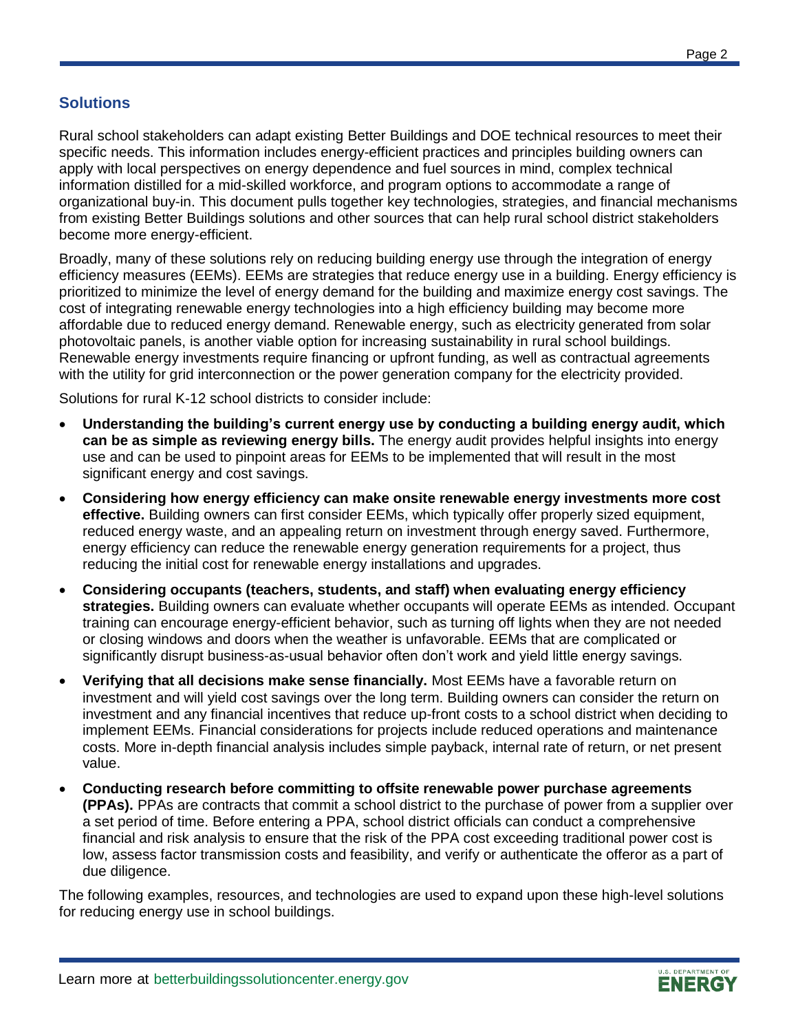## Solutions

Rural school stakeholders can adapt existing Better Buildings and DOE technical resources to meet their specific needs. This information includes energy-efficient practices and principles building owners can apply with local perspectives on energy dependence and fuel sources in mind, complex technical information distilled for a mid-skilled workforce, and program options to accommodate a range of organizational buy-in. This document pulls together key technologies, strategies, and financial mechanisms from existing Better Buildings solutions and other sources that can help rural school district stakeholders become more energy-efficient.

Broadly, many of these solutions rely on reducing building energy use through the integration of energy efficiency measures (EEMs). EEMs are strategies that reduce energy use in a building. Energy efficiency is prioritized to minimize the level of energy demand for the building and maximize energy cost savings. The cost of integrating renewable energy technologies into a high efficiency building may become more affordable due to reduced energy demand. Renewable energy, such as electricity generated from solar photovoltaic panels, is another viable option for increasing sustainability in rural school buildings. Renewable energy investments require financing or upfront funding, as well as contractual agreements with the utility for grid interconnection or the power generation company for the electricity provided.

Solutions for rural K-12 school districts to consider include:

- **Understanding the building's current energy use by conducting a building energy audit, which can be as simple as reviewing energy bills.** The energy audit provides helpful insights into energy use and can be used to pinpoint areas for EEMs to be implemented that will result in the most significant energy and cost savings.
- **Considering how energy efficiency can make onsite renewable energy investments more cost effective.** Building owners can first consider EEMs, which typically offer properly sized equipment, reduced energy waste, and an appealing return on investment through energy saved. Furthermore, energy efficiency can reduce the renewable energy generation requirements for a project, thus reducing the initial cost for renewable energy installations and upgrades.
- **Considering occupants (teachers, students, and staff) when evaluating energy efficiency strategies.** Building owners can evaluate whether occupants will operate EEMs as intended. Occupant training can encourage energy-efficient behavior, such as turning off lights when they are not needed or closing windows and doors when the weather is unfavorable. EEMs that are complicated or significantly disrupt business-as-usual behavior often don't work and yield little energy savings.
- **Verifying that all decisions make sense financially.** Most EEMs have a favorable return on investment and will yield cost savings over the long term. Building owners can consider the return on investment and any financial incentives that reduce up-front costs to a school district when deciding to implement EEMs. Financial considerations for projects include reduced operations and maintenance costs. More in-depth financial analysis includes simple payback, internal rate of return, or net present value.
- **Conducting research before committing to offsite renewable power purchase agreements (PPAs).** PPAs are contracts that commit a school district to the purchase of power from a supplier over a set period of time. Before entering a PPA, school district officials can conduct a comprehensive financial and risk analysis to ensure that the risk of the PPA cost exceeding traditional power cost is low, assess factor transmission costs and feasibility, and verify or authenticate the offeror as a part of due diligence.

The following examples, resources, and technologies are used to expand upon these high-level solutions for reducing energy use in school buildings.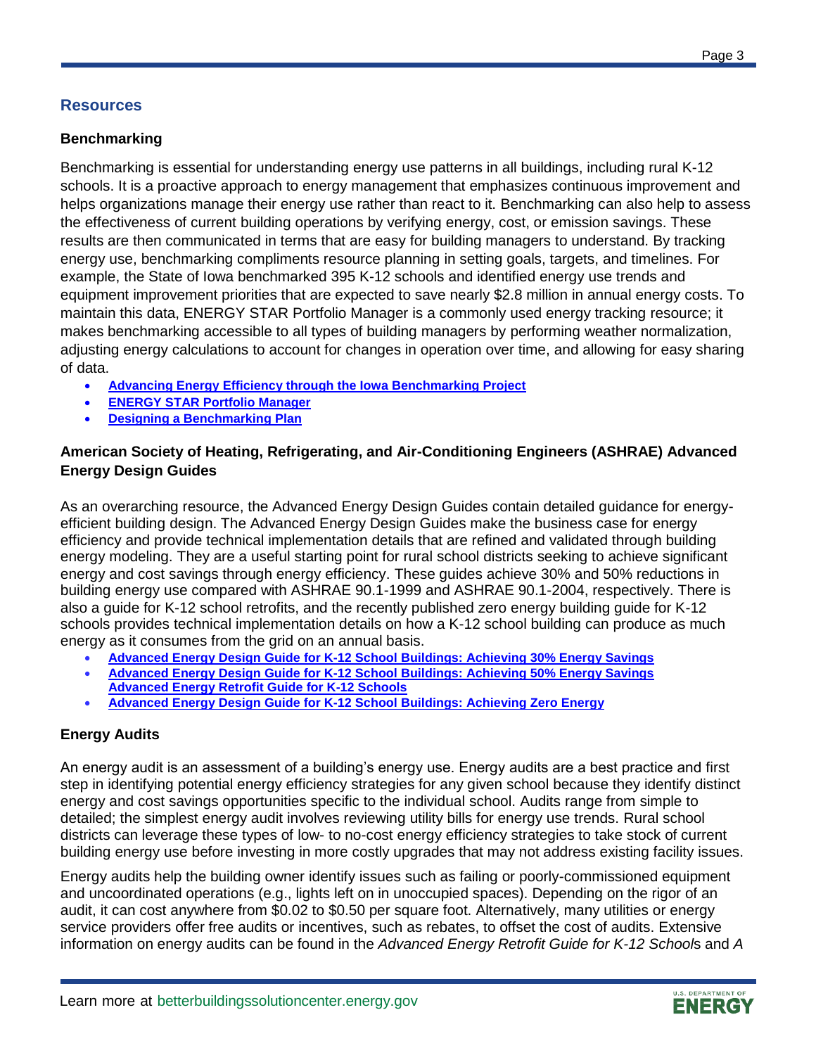## Resources

### Benchmarking

Benchmarking is essential for understanding energy use patterns in all buildings, including rural K-12 schools. It is a proactive approach to energy management that emphasizes continuous improvement and helps organizations manage their energy use rather than react to it. Benchmarking can also help to assess the effectiveness of current building operations by verifying energy, cost, or emission savings. These results are then communicated in terms that are easy for building managers to understand. By tracking energy use, benchmarking compliments resource planning in setting goals, targets, and timelines. For example, the State of Iowa benchmarked 395 K-12 schools and identified energy use trends and equipment improvement priorities that are expected to save nearly $2.8 million in annual energy costs. To maintain this data, ENERGY STAR Portfolio Manager is a commonly used energy tracking resource; it makes benchmarking accessible to all types of building managers by performing weather normalization, adjusting energy calculations to account for changes in operation over time, and allowing for easy sharing of data.

- **Advancing Energy Efficiency through the Iowa Benchmarking Project**
- **ENERGY STAR Portfolio Manager**
- **Designing a Benchmarking Plan**

### American Society of Heating, Refrigerating, and Air-Conditioning Engineers (ASHRAE) Advanced Energy Design Guides

As an overarching resource, the Advanced Energy Design Guides contain detailed guidance for energy-efficient building design. The Advanced Energy Design Guides make the business case for energy efficiency and provide technical implementation details that are refined and validated through building energy modeling. They are a useful starting point for rural school districts seeking to achieve significant energy and cost savings through energy efficiency. These guides achieve 30% and 50% reductions in building energy use compared with ASHRAE 90.1-1999 and ASHRAE 90.1-2004, respectively. There is also a guide for K-12 school retrofits, and the recently published zero energy building guide for K-12 schools provides technical implementation details on how a K-12 school building can produce as much energy as it consumes from the grid on an annual basis.

- **Advanced Energy Design Guide for K-12 School Buildings: Achieving 30% Energy Savings**
- **Advanced Energy Design Guide for K-12 School Buildings: Achieving 50% Energy Savings**
  **Advanced Energy Retrofit Guide for K-12 Schools**
- **Advanced Energy Design Guide for K-12 School Buildings: Achieving Zero Energy**

### Energy Audits

An energy audit is an assessment of a building's energy use. Energy audits are a best practice and first step in identifying potential energy efficiency strategies for any given school because they identify distinct energy and cost savings opportunities specific to the individual school. Audits range from simple to detailed; the simplest energy audit involves reviewing utility bills for energy use trends. Rural school districts can leverage these types of low- to no-cost energy efficiency strategies to take stock of current building energy use before investing in more costly upgrades that may not address existing facility issues.

Energy audits help the building owner identify issues such as failing or poorly-commissioned equipment and uncoordinated operations (e.g., lights left on in unoccupied spaces). Depending on the rigor of an audit, it can cost anywhere from $0.02 to $0.50 per square foot. Alternatively, many utilities or energy service providers offer free audits or incentives, such as rebates, to offset the cost of audits. Extensive information on energy audits can be found in the *Advanced Energy Retrofit Guide for K-12 Schools* and *A*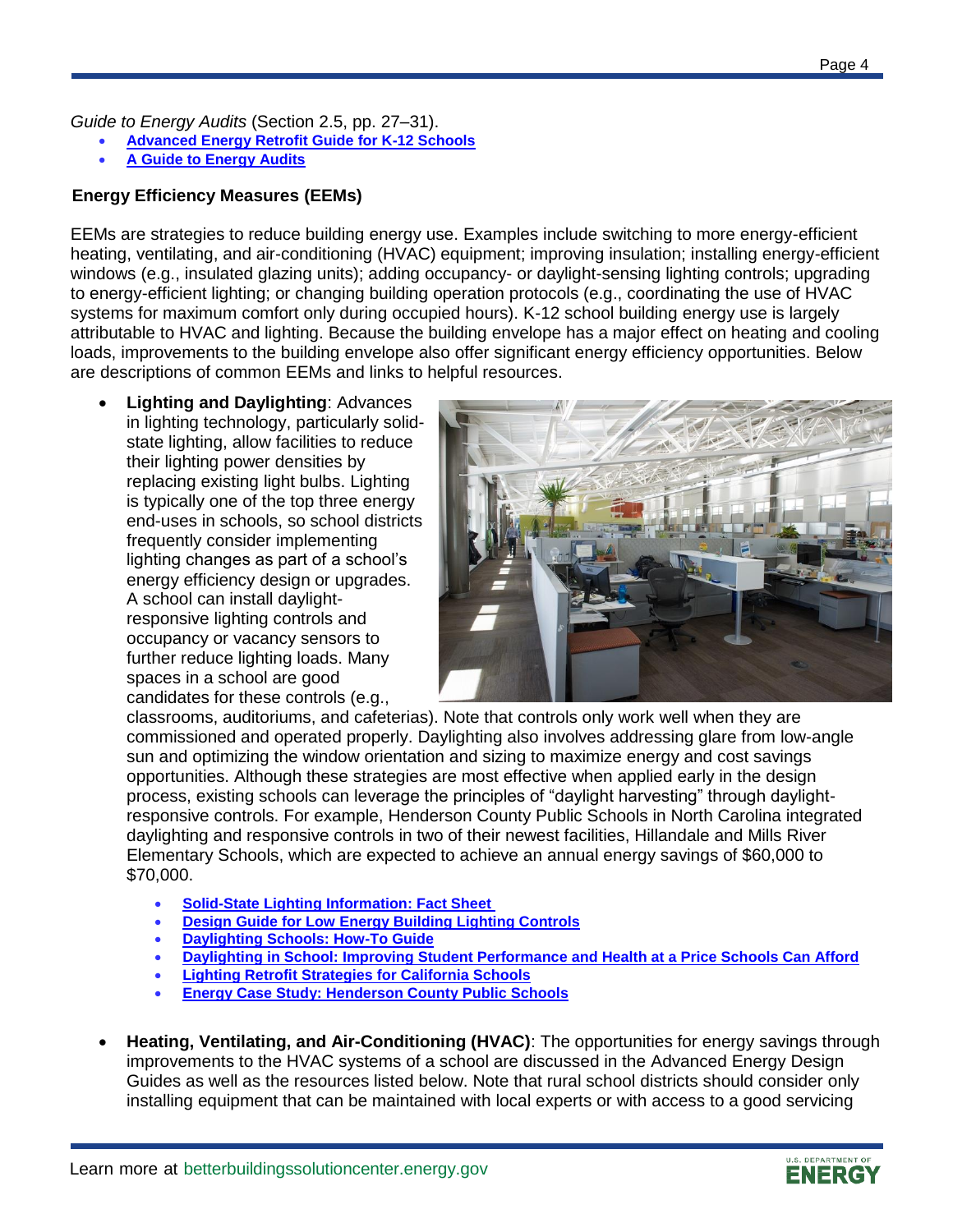*Guide to Energy Audits* (Section 2.5, pp. 27–31).

- **Advanced Energy Retrofit Guide for K-12 Schools**
- **A Guide to Energy Audits**

### Energy Efficiency Measures (EEMs)

EEMs are strategies to reduce building energy use. Examples include switching to more energy-efficient heating, ventilating, and air-conditioning (HVAC) equipment; improving insulation; installing energy-efficient windows (e.g., insulated glazing units); adding occupancy- or daylight-sensing lighting controls; upgrading to energy-efficient lighting; or changing building operation protocols (e.g., coordinating the use of HVAC systems for maximum comfort only during occupied hours). K-12 school building energy use is largely attributable to HVAC and lighting. Because the building envelope has a major effect on heating and cooling loads, improvements to the building envelope also offer significant energy efficiency opportunities. Below are descriptions of common EEMs and links to helpful resources.

- **Lighting and Daylighting**: Advances in lighting technology, particularly solid-state lighting, allow facilities to reduce their lighting power densities by replacing existing light bulbs. Lighting is typically one of the top three energy end-uses in schools, so school districts frequently consider implementing lighting changes as part of a school's energy efficiency design or upgrades. A school can install daylight-responsive lighting controls and occupancy or vacancy sensors to further reduce lighting loads. Many spaces in a school are good candidates for these controls (e.g., classrooms, auditoriums, and cafeterias). Note that controls only work well when they are commissioned and operated properly. Daylighting also involves addressing glare from low-angle sun and optimizing the window orientation and sizing to maximize energy and cost savings opportunities. Although these strategies are most effective when applied early in the design process, existing schools can leverage the principles of "daylight harvesting" through daylight-responsive controls. For example, Henderson County Public Schools in North Carolina integrated daylighting and responsive controls in two of their newest facilities, Hillandale and Mills River Elementary Schools, which are expected to achieve an annual energy savings of $60,000 to $70,000.
  - **Solid-State Lighting Information: Fact Sheet**
  - **Design Guide for Low Energy Building Lighting Controls**
  - **Daylighting Schools: How-To Guide**
  - **Daylighting in School: Improving Student Performance and Health at a Price Schools Can Afford**
  - **Lighting Retrofit Strategies for California Schools**
  - **Energy Case Study: Henderson County Public Schools**

- **Heating, Ventilating, and Air-Conditioning (HVAC)**: The opportunities for energy savings through improvements to the HVAC systems of a school are discussed in the Advanced Energy Design Guides as well as the resources listed below. Note that rural school districts should consider only installing equipment that can be maintained with local experts or with access to a good servicing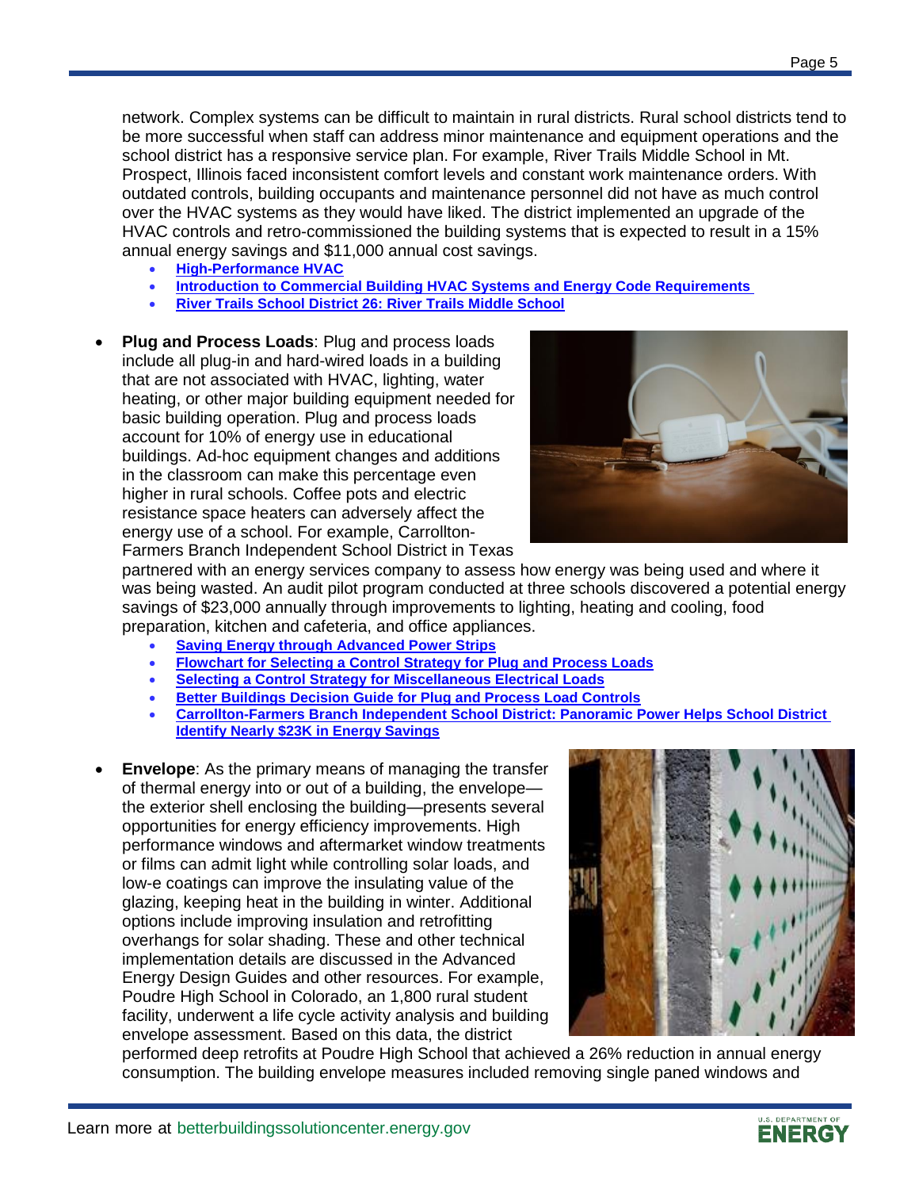network. Complex systems can be difficult to maintain in rural districts. Rural school districts tend to be more successful when staff can address minor maintenance and equipment operations and the school district has a responsive service plan. For example, River Trails Middle School in Mt. Prospect, Illinois faced inconsistent comfort levels and constant work maintenance orders. With outdated controls, building occupants and maintenance personnel did not have as much control over the HVAC systems as they would have liked. The district implemented an upgrade of the HVAC controls and retro-commissioned the building systems that is expected to result in a 15% annual energy savings and $11,000 annual cost savings.

  - **High-Performance HVAC**
  - **Introduction to Commercial Building HVAC Systems and Energy Code Requirements**
  - **River Trails School District 26: River Trails Middle School**

- **Plug and Process Loads**: Plug and process loads include all plug-in and hard-wired loads in a building that are not associated with HVAC, lighting, water heating, or other major building equipment needed for basic building operation. Plug and process loads account for 10% of energy use in educational buildings. Ad-hoc equipment changes and additions in the classroom can make this percentage even higher in rural schools. Coffee pots and electric resistance space heaters can adversely affect the energy use of a school. For example, Carrollton-Farmers Branch Independent School District in Texas partnered with an energy services company to assess how energy was being used and where it was being wasted. An audit pilot program conducted at three schools discovered a potential energy savings of $23,000 annually through improvements to lighting, heating and cooling, food preparation, kitchen and cafeteria, and office appliances.
  - **Saving Energy through Advanced Power Strips**
  - **Flowchart for Selecting a Control Strategy for Plug and Process Loads**
  - **Selecting a Control Strategy for Miscellaneous Electrical Loads**
  - **Better Buildings Decision Guide for Plug and Process Load Controls**
  - **Carrollton-Farmers Branch Independent School District: Panoramic Power Helps School District Identify Nearly $23K in Energy Savings**

- **Envelope**: As the primary means of managing the transfer of thermal energy into or out of a building, the envelope—the exterior shell enclosing the building—presents several opportunities for energy efficiency improvements. High performance windows and aftermarket window treatments or films can admit light while controlling solar loads, and low-e coatings can improve the insulating value of the glazing, keeping heat in the building in winter. Additional options include improving insulation and retrofitting overhangs for solar shading. These and other technical implementation details are discussed in the Advanced Energy Design Guides and other resources. For example, Poudre High School in Colorado, an 1,800 rural student facility, underwent a life cycle activity analysis and building envelope assessment. Based on this data, the district performed deep retrofits at Poudre High School that achieved a 26% reduction in annual energy consumption. The building envelope measures included removing single paned windows and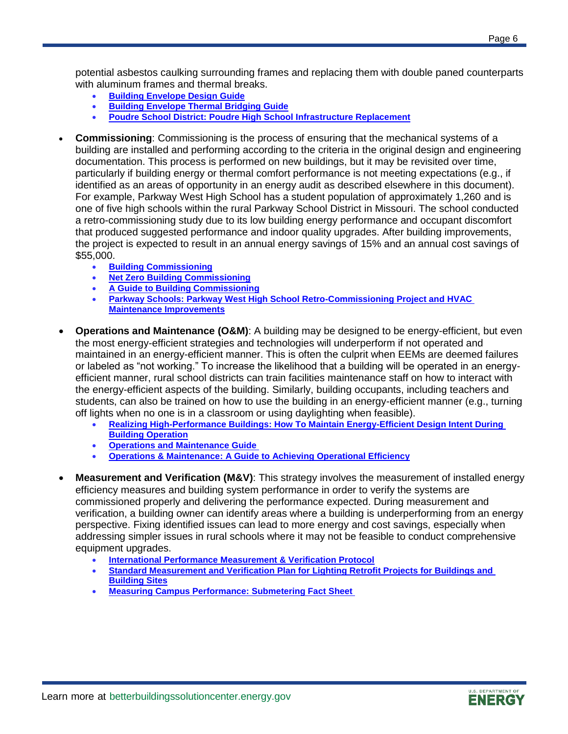potential asbestos caulking surrounding frames and replacing them with double paned counterparts with aluminum frames and thermal breaks.

- **Building Envelope Design Guide**
- **Building Envelope Thermal Bridging Guide**
- **Poudre School District: Poudre High School Infrastructure Replacement**

- **Commissioning**: Commissioning is the process of ensuring that the mechanical systems of a building are installed and performing according to the criteria in the original design and engineering documentation. This process is performed on new buildings, but it may be revisited over time, particularly if building energy or thermal comfort performance is not meeting expectations (e.g., if identified as an areas of opportunity in an energy audit as described elsewhere in this document). For example, Parkway West High School has a student population of approximately 1,260 and is one of five high schools within the rural Parkway School District in Missouri. The school conducted a retro-commissioning study due to its low building energy performance and occupant discomfort that produced suggested performance and indoor quality upgrades. After building improvements, the project is expected to result in an annual energy savings of 15% and an annual cost savings of $55,000.
  - **Building Commissioning**
  - **Net Zero Building Commissioning**
  - **A Guide to Building Commissioning**
  - **Parkway Schools: Parkway West High School Retro-Commissioning Project and HVAC Maintenance Improvements**

- **Operations and Maintenance (O&M)**: A building may be designed to be energy-efficient, but even the most energy-efficient strategies and technologies will underperform if not operated and maintained in an energy-efficient manner. This is often the culprit when EEMs are deemed failures or labeled as "not working." To increase the likelihood that a building will be operated in an energy-efficient manner, rural school districts can train facilities maintenance staff on how to interact with the energy-efficient aspects of the building. Similarly, building occupants, including teachers and students, can also be trained on how to use the building in an energy-efficient manner (e.g., turning off lights when no one is in a classroom or using daylighting when feasible).
  - **Realizing High-Performance Buildings: How To Maintain Energy-Efficient Design Intent During Building Operation**
  - **Operations and Maintenance Guide**
  - **Operations & Maintenance: A Guide to Achieving Operational Efficiency**

- **Measurement and Verification (M&V)**: This strategy involves the measurement of installed energy efficiency measures and building system performance in order to verify the systems are commissioned properly and delivering the performance expected. During measurement and verification, a building owner can identify areas where a building is underperforming from an energy perspective. Fixing identified issues can lead to more energy and cost savings, especially when addressing simpler issues in rural schools where it may not be feasible to conduct comprehensive equipment upgrades.
  - **International Performance Measurement & Verification Protocol**
  - **Standard Measurement and Verification Plan for Lighting Retrofit Projects for Buildings and Building Sites**
  - **Measuring Campus Performance: Submetering Fact Sheet**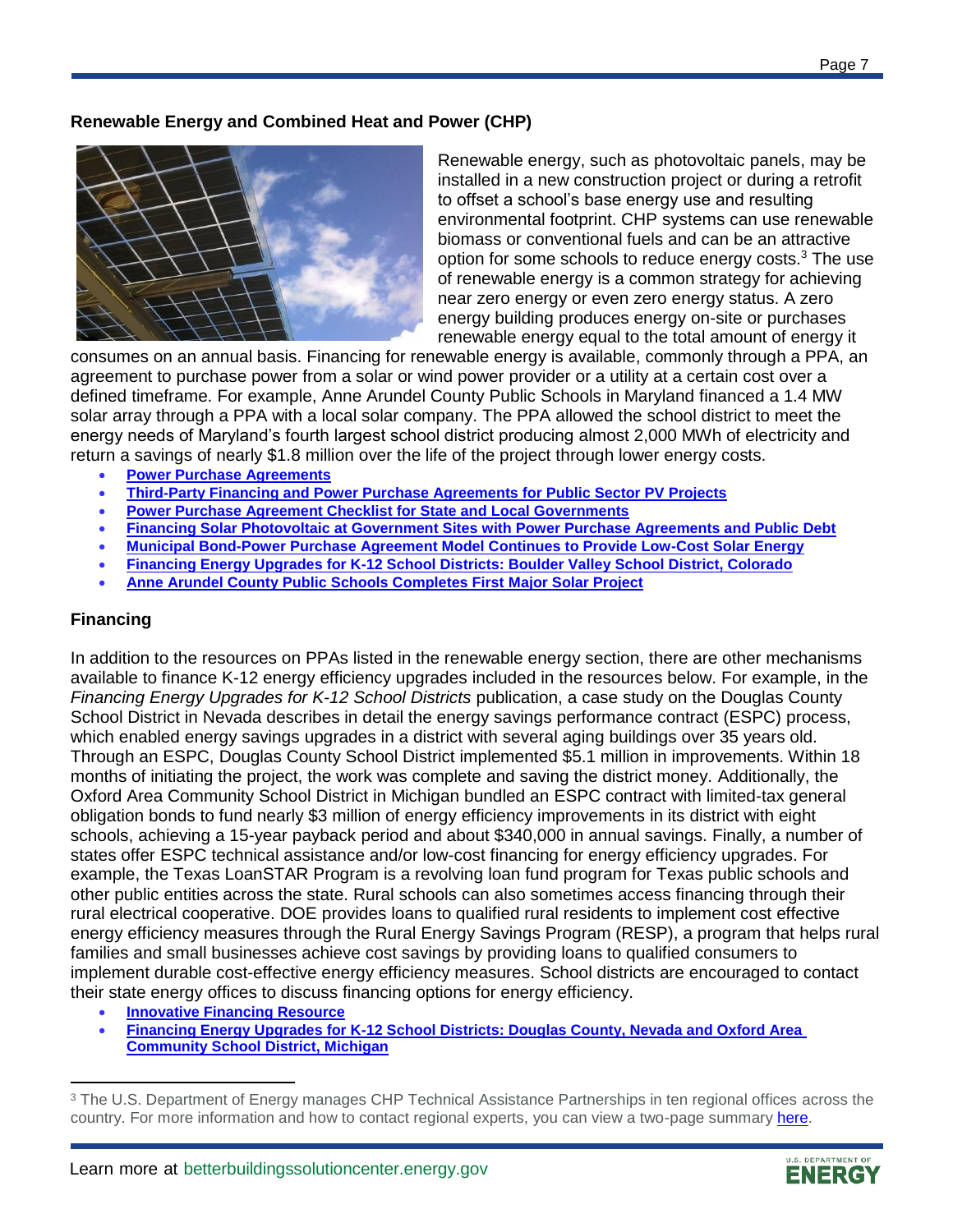## Renewable Energy and Combined Heat and Power (CHP)

Renewable energy, such as photovoltaic panels, may be installed in a new construction project or during a retrofit to offset a school's base energy use and resulting environmental footprint. CHP systems can use renewable biomass or conventional fuels and can be an attractive option for some schools to reduce energy costs.[3] The use of renewable energy is a common strategy for achieving near zero energy or even zero energy status. A zero energy building produces energy on-site or purchases renewable energy equal to the total amount of energy it consumes on an annual basis. Financing for renewable energy is available, commonly through a PPA, an agreement to purchase power from a solar or wind power provider or a utility at a certain cost over a defined timeframe. For example, Anne Arundel County Public Schools in Maryland financed a 1.4 MW solar array through a PPA with a local solar company. The PPA allowed the school district to meet the energy needs of Maryland's fourth largest school district producing almost 2,000 MWh of electricity and return a savings of nearly $1.8 million over the life of the project through lower energy costs.

- **Power Purchase Agreements**
- **Third-Party Financing and Power Purchase Agreements for Public Sector PV Projects**
- **Power Purchase Agreement Checklist for State and Local Governments**
- **Financing Solar Photovoltaic at Government Sites with Power Purchase Agreements and Public Debt**
- **Municipal Bond-Power Purchase Agreement Model Continues to Provide Low-Cost Solar Energy**
- **Financing Energy Upgrades for K-12 School Districts: Boulder Valley School District, Colorado**
- **Anne Arundel County Public Schools Completes First Major Solar Project**

## Financing

In addition to the resources on PPAs listed in the renewable energy section, there are other mechanisms available to finance K-12 energy efficiency upgrades included in the resources below. For example, in the *Financing Energy Upgrades for K-12 School Districts* publication, a case study on the Douglas County School District in Nevada describes in detail the energy savings performance contract (ESPC) process, which enabled energy savings upgrades in a district with several aging buildings over 35 years old. Through an ESPC, Douglas County School District implemented $5.1 million in improvements. Within 18 months of initiating the project, the work was complete and saving the district money. Additionally, the Oxford Area Community School District in Michigan bundled an ESPC contract with limited-tax general obligation bonds to fund nearly $3 million of energy efficiency improvements in its district with eight schools, achieving a 15-year payback period and about $340,000 in annual savings. Finally, a number of states offer ESPC technical assistance and/or low-cost financing for energy efficiency upgrades. For example, the Texas LoanSTAR Program is a revolving loan fund program for Texas public schools and other public entities across the state. Rural schools can also sometimes access financing through their rural electrical cooperative. DOE provides loans to qualified rural residents to implement cost effective energy efficiency measures through the Rural Energy Savings Program (RESP), a program that helps rural families and small businesses achieve cost savings by providing loans to qualified consumers to implement durable cost-effective energy efficiency measures. School districts are encouraged to contact their state energy offices to discuss financing options for energy efficiency.

- **Innovative Financing Resource**
- **Financing Energy Upgrades for K-12 School Districts: Douglas County, Nevada and Oxford Area Community School District, Michigan**

[3] The U.S. Department of Energy manages CHP Technical Assistance Partnerships in ten regional offices across the country. For more information and how to contact regional experts, you can view a two-page summary here.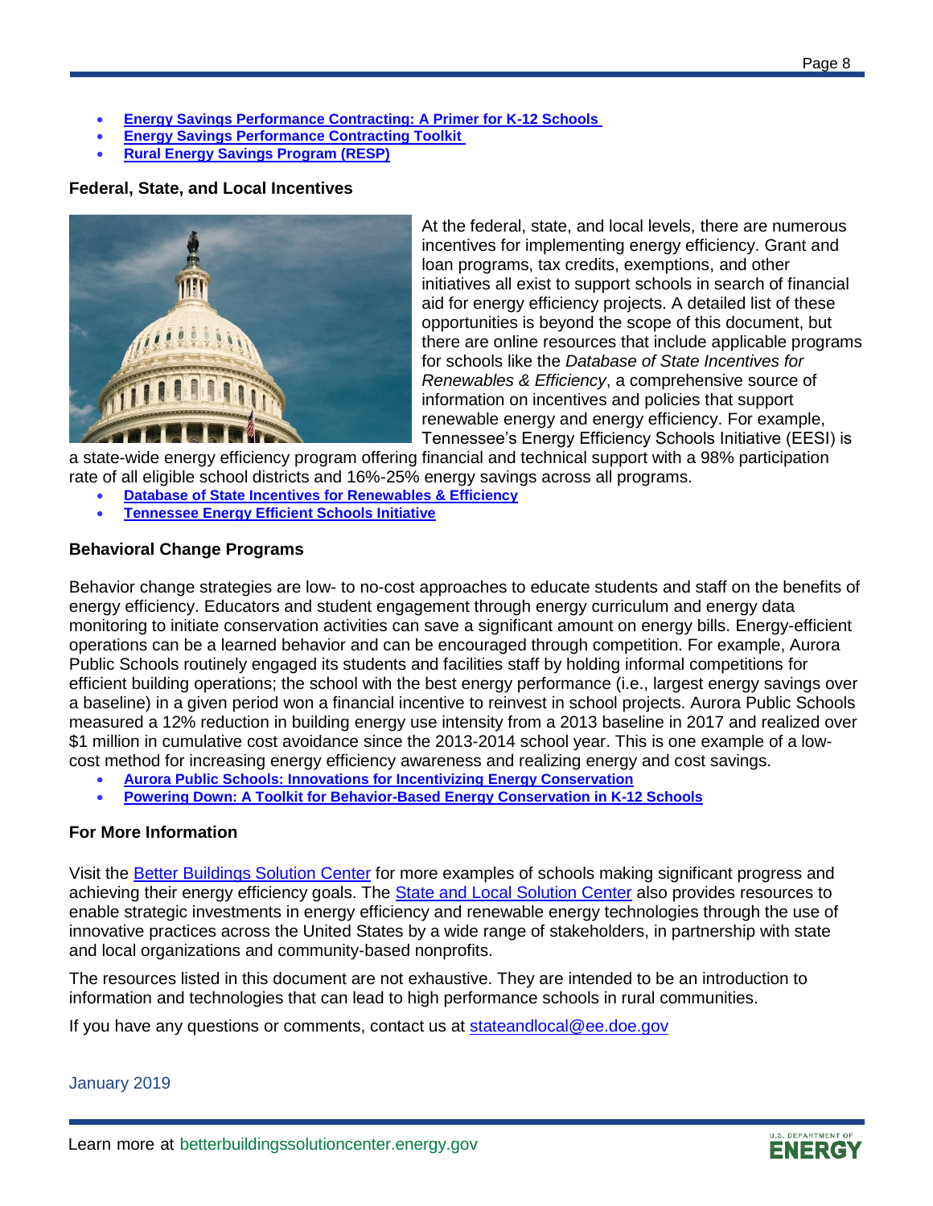- **Energy Savings Performance Contracting: A Primer for K-12 Schools**
- **Energy Savings Performance Contracting Toolkit**
- **Rural Energy Savings Program (RESP)**

**Federal, State, and Local Incentives**

At the federal, state, and local levels, there are numerous incentives for implementing energy efficiency. Grant and loan programs, tax credits, exemptions, and other initiatives all exist to support schools in search of financial aid for energy efficiency projects. A detailed list of these opportunities is beyond the scope of this document, but there are online resources that include applicable programs for schools like the *Database of State Incentives for Renewables & Efficiency*, a comprehensive source of information on incentives and policies that support renewable energy and energy efficiency. For example, Tennessee's Energy Efficiency Schools Initiative (EESI) is a state-wide energy efficiency program offering financial and technical support with a 98% participation rate of all eligible school districts and 16%-25% energy savings across all programs.

- **Database of State Incentives for Renewables & Efficiency**
- **Tennessee Energy Efficient Schools Initiative**

**Behavioral Change Programs**

Behavior change strategies are low- to no-cost approaches to educate students and staff on the benefits of energy efficiency. Educators and student engagement through energy curriculum and energy data monitoring to initiate conservation activities can save a significant amount on energy bills. Energy-efficient operations can be a learned behavior and can be encouraged through competition. For example, Aurora Public Schools routinely engaged its students and facilities staff by holding informal competitions for efficient building operations; the school with the best energy performance (i.e., largest energy savings over a baseline) in a given period won a financial incentive to reinvest in school projects. Aurora Public Schools measured a 12% reduction in building energy use intensity from a 2013 baseline in 2017 and realized over $1 million in cumulative cost avoidance since the 2013-2014 school year. This is one example of a low-cost method for increasing energy efficiency awareness and realizing energy and cost savings.

- **Aurora Public Schools: Innovations for Incentivizing Energy Conservation**
- **Powering Down: A Toolkit for Behavior-Based Energy Conservation in K-12 Schools**

**For More Information**

Visit the Better Buildings Solution Center for more examples of schools making significant progress and achieving their energy efficiency goals. The State and Local Solution Center also provides resources to enable strategic investments in energy efficiency and renewable energy technologies through the use of innovative practices across the United States by a wide range of stakeholders, in partnership with state and local organizations and community-based nonprofits.

The resources listed in this document are not exhaustive. They are intended to be an introduction to information and technologies that can lead to high performance schools in rural communities.

If you have any questions or comments, contact us at stateandlocal@ee.doe.gov

January 2019